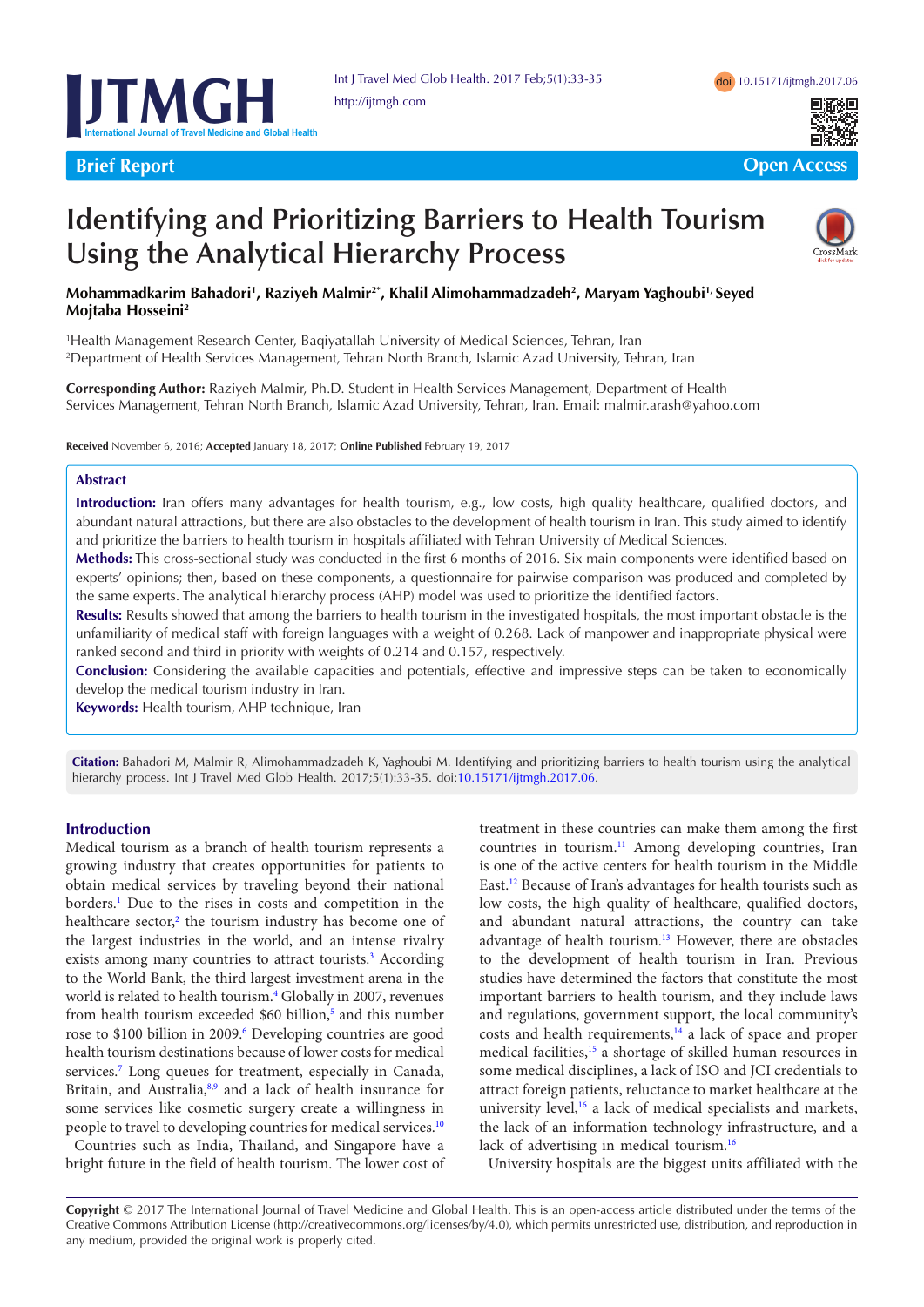Brief Report

Open Access

# Identifying and Prioritizing Barriers to Health Tourism Using the Analytical Hierarchy Process

**Mohammadkarim Bahadori[1], Raziyeh Malmir[2*], Khalil Alimohammadzadeh[2], Maryam Yaghoubi[1], Seyed Mojtaba Hosseini[2]**

[1]Health Management Research Center, Baqiyatallah University of Medical Sciences, Tehran, Iran
[2]Department of Health Services Management, Tehran North Branch, Islamic Azad University, Tehran, Iran

**Corresponding Author:** Raziyeh Malmir, Ph.D. Student in Health Services Management, Department of Health Services Management, Tehran North Branch, Islamic Azad University, Tehran, Iran. Email: malmir.arash@yahoo.com

**Received** November 6, 2016; **Accepted** January 18, 2017; **Online Published** February 19, 2017

## Abstract

**Introduction:** Iran offers many advantages for health tourism, e.g., low costs, high quality healthcare, qualified doctors, and abundant natural attractions, but there are also obstacles to the development of health tourism in Iran. This study aimed to identify and prioritize the barriers to health tourism in hospitals affiliated with Tehran University of Medical Sciences.

**Methods:** This cross-sectional study was conducted in the first 6 months of 2016. Six main components were identified based on experts' opinions; then, based on these components, a questionnaire for pairwise comparison was produced and completed by the same experts. The analytical hierarchy process (AHP) model was used to prioritize the identified factors.

**Results:** Results showed that among the barriers to health tourism in the investigated hospitals, the most important obstacle is the unfamiliarity of medical staff with foreign languages with a weight of 0.268. Lack of manpower and inappropriate physical were ranked second and third in priority with weights of 0.214 and 0.157, respectively.

**Conclusion:** Considering the available capacities and potentials, effective and impressive steps can be taken to economically develop the medical tourism industry in Iran.

**Keywords:** Health tourism, AHP technique, Iran

**Citation:** Bahadori M, Malmir R, Alimohammadzadeh K, Yaghoubi M. Identifying and prioritizing barriers to health tourism using the analytical hierarchy process. Int J Travel Med Glob Health. 2017;5(1):33-35. doi:10.15171/ijtmgh.2017.06.

## Introduction

Medical tourism as a branch of health tourism represents a growing industry that creates opportunities for patients to obtain medical services by traveling beyond their national borders.[1] Due to the rises in costs and competition in the healthcare sector,[2] the tourism industry has become one of the largest industries in the world, and an intense rivalry exists among many countries to attract tourists.[3] According to the World Bank, the third largest investment arena in the world is related to health tourism.[4] Globally in 2007, revenues from health tourism exceeded $60 billion,[5] and this number rose to $100 billion in 2009.[6] Developing countries are good health tourism destinations because of lower costs for medical services.[7] Long queues for treatment, especially in Canada, Britain, and Australia,[8,9] and a lack of health insurance for some services like cosmetic surgery create a willingness in people to travel to developing countries for medical services.[10]

Countries such as India, Thailand, and Singapore have a bright future in the field of health tourism. The lower cost of treatment in these countries can make them among the first countries in tourism.[11] Among developing countries, Iran is one of the active centers for health tourism in the Middle East.[12] Because of Iran's advantages for health tourists such as low costs, the high quality of healthcare, qualified doctors, and abundant natural attractions, the country can take advantage of health tourism.[13] However, there are obstacles to the development of health tourism in Iran. Previous studies have determined the factors that constitute the most important barriers to health tourism, and they include laws and regulations, government support, the local community's costs and health requirements,[14] a lack of space and proper medical facilities,[15] a shortage of skilled human resources in some medical disciplines, a lack of ISO and JCI credentials to attract foreign patients, reluctance to market healthcare at the university level,[16] a lack of medical specialists and markets, the lack of an information technology infrastructure, and a lack of advertising in medical tourism.[16]

University hospitals are the biggest units affiliated with the

**Copyright** © 2017 The International Journal of Travel Medicine and Global Health. This is an open-access article distributed under the terms of the Creative Commons Attribution License (http://creativecommons.org/licenses/by/4.0), which permits unrestricted use, distribution, and reproduction in any medium, provided the original work is properly cited.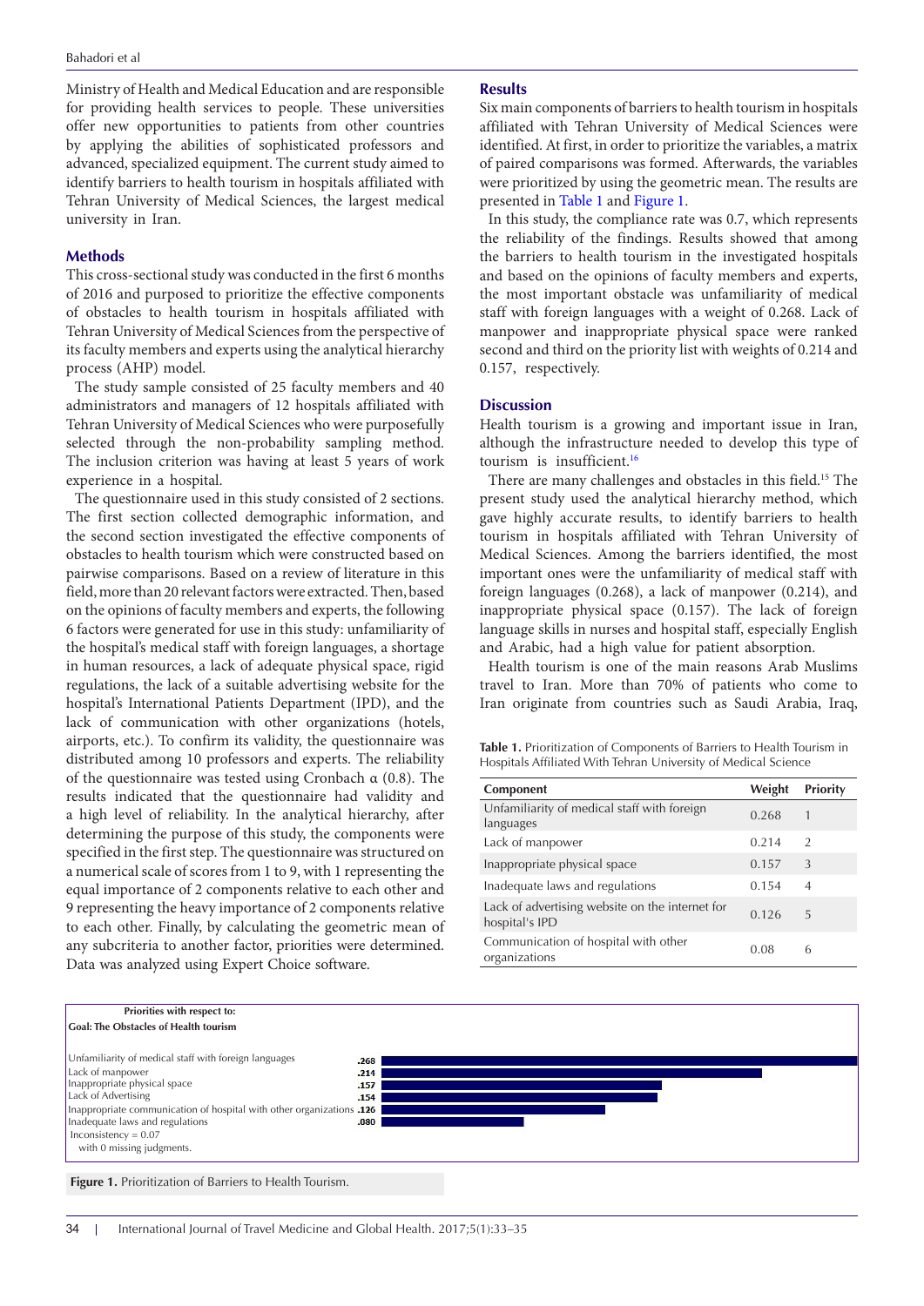Ministry of Health and Medical Education and are responsible for providing health services to people. These universities offer new opportunities to patients from other countries by applying the abilities of sophisticated professors and advanced, specialized equipment. The current study aimed to identify barriers to health tourism in hospitals affiliated with Tehran University of Medical Sciences, the largest medical university in Iran.

## Methods

This cross-sectional study was conducted in the first 6 months of 2016 and purposed to prioritize the effective components of obstacles to health tourism in hospitals affiliated with Tehran University of Medical Sciences from the perspective of its faculty members and experts using the analytical hierarchy process (AHP) model.

The study sample consisted of 25 faculty members and 40 administrators and managers of 12 hospitals affiliated with Tehran University of Medical Sciences who were purposefully selected through the non-probability sampling method. The inclusion criterion was having at least 5 years of work experience in a hospital.

The questionnaire used in this study consisted of 2 sections. The first section collected demographic information, and the second section investigated the effective components of obstacles to health tourism which were constructed based on pairwise comparisons. Based on a review of literature in this field, more than 20 relevant factors were extracted. Then, based on the opinions of faculty members and experts, the following 6 factors were generated for use in this study: unfamiliarity of the hospital's medical staff with foreign languages, a shortage in human resources, a lack of adequate physical space, rigid regulations, the lack of a suitable advertising website for the hospital's International Patients Department (IPD), and the lack of communication with other organizations (hotels, airports, etc.). To confirm its validity, the questionnaire was distributed among 10 professors and experts. The reliability of the questionnaire was tested using Cronbach α (0.8). The results indicated that the questionnaire had validity and a high level of reliability. In the analytical hierarchy, after determining the purpose of this study, the components were specified in the first step. The questionnaire was structured on a numerical scale of scores from 1 to 9, with 1 representing the equal importance of 2 components relative to each other and 9 representing the heavy importance of 2 components relative to each other. Finally, by calculating the geometric mean of any subcriteria to another factor, priorities were determined. Data was analyzed using Expert Choice software.

## Results

Six main components of barriers to health tourism in hospitals affiliated with Tehran University of Medical Sciences were identified. At first, in order to prioritize the variables, a matrix of paired comparisons was formed. Afterwards, the variables were prioritized by using the geometric mean. The results are presented in Table 1 and Figure 1.

In this study, the compliance rate was 0.7, which represents the reliability of the findings. Results showed that among the barriers to health tourism in the investigated hospitals and based on the opinions of faculty members and experts, the most important obstacle was unfamiliarity of medical staff with foreign languages with a weight of 0.268. Lack of manpower and inappropriate physical space were ranked second and third on the priority list with weights of 0.214 and 0.157, respectively.

## Discussion

Health tourism is a growing and important issue in Iran, although the infrastructure needed to develop this type of tourism is insufficient.[16]

There are many challenges and obstacles in this field.[15] The present study used the analytical hierarchy method, which gave highly accurate results, to identify barriers to health tourism in hospitals affiliated with Tehran University of Medical Sciences. Among the barriers identified, the most important ones were the unfamiliarity of medical staff with foreign languages (0.268), a lack of manpower (0.214), and inappropriate physical space (0.157). The lack of foreign language skills in nurses and hospital staff, especially English and Arabic, had a high value for patient absorption.

Health tourism is one of the main reasons Arab Muslims travel to Iran. More than 70% of patients who come to Iran originate from countries such as Saudi Arabia, Iraq,

**Table 1.** Prioritization of Components of Barriers to Health Tourism in Hospitals Affiliated With Tehran University of Medical Science

| Component | Weight | Priority |
|---|---|---|
| Unfamiliarity of medical staff with foreign languages | 0.268 | 1 |
| Lack of manpower | 0.214 | 2 |
| Inappropriate physical space | 0.157 | 3 |
| Inadequate laws and regulations | 0.154 | 4 |
| Lack of advertising website on the internet for hospital's IPD | 0.126 | 5 |
| Communication of hospital with other organizations | 0.08 | 6 |

**Priorities with respect to:**
**Goal: The Obstacles of Health tourism**

| | |
|---|---|
| Unfamiliarity of medical staff with foreign languages | .268 |
| Lack of manpower | .214 |
| Inappropriate physical space | .157 |
| Lack of Advertising | .154 |
| Inappropriate communication of hospital with other organizations | .126 |
| Inadequate laws and regulations | .080 |

Inconsistency = 0.07
with 0 missing judgments.

**Figure 1.** Prioritization of Barriers to Health Tourism.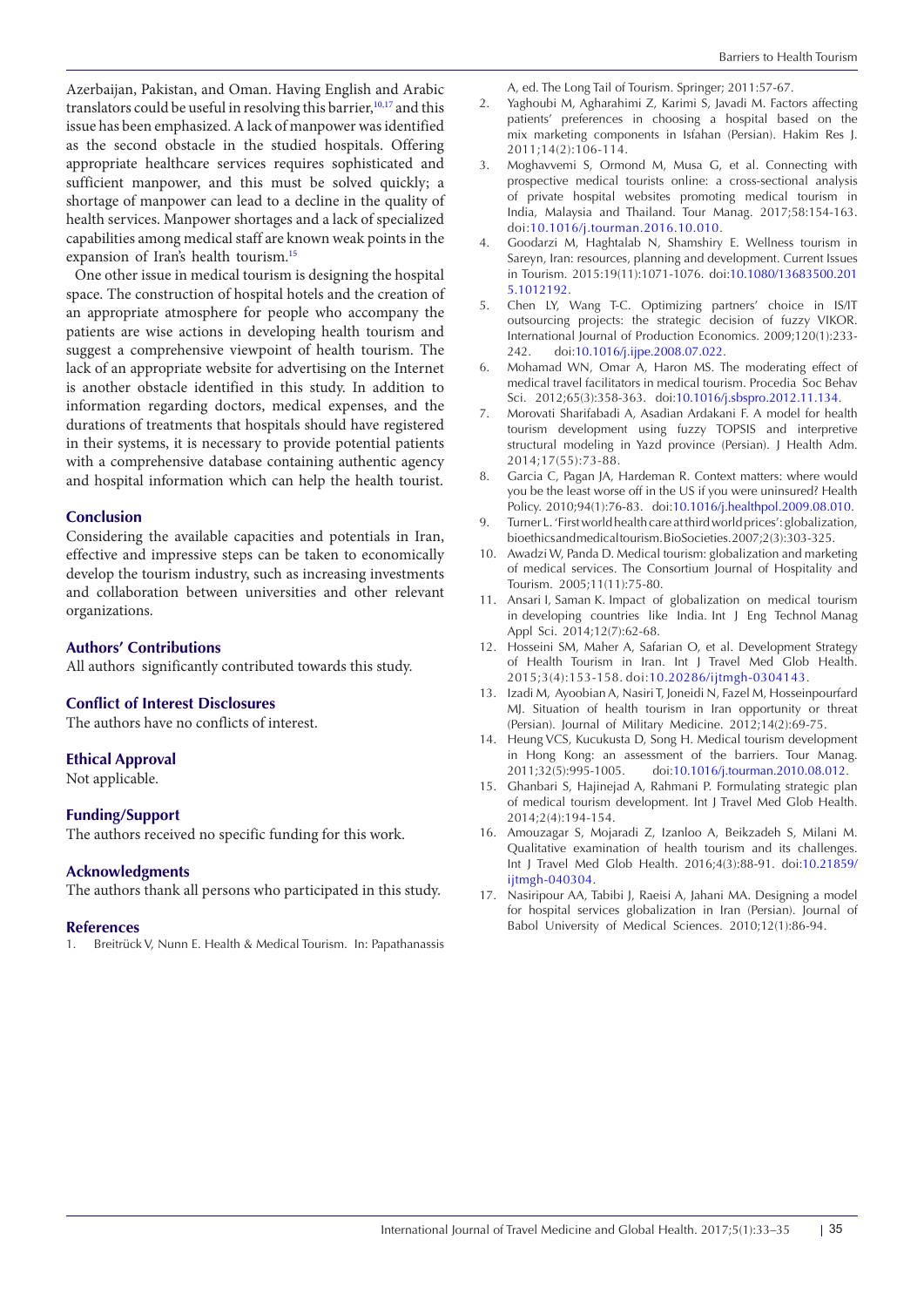Azerbaijan, Pakistan, and Oman. Having English and Arabic translators could be useful in resolving this barrier,[10,17] and this issue has been emphasized. A lack of manpower was identified as the second obstacle in the studied hospitals. Offering appropriate healthcare services requires sophisticated and sufficient manpower, and this must be solved quickly; a shortage of manpower can lead to a decline in the quality of health services. Manpower shortages and a lack of specialized capabilities among medical staff are known weak points in the expansion of Iran's health tourism.[15]

One other issue in medical tourism is designing the hospital space. The construction of hospital hotels and the creation of an appropriate atmosphere for people who accompany the patients are wise actions in developing health tourism and suggest a comprehensive viewpoint of health tourism. The lack of an appropriate website for advertising on the Internet is another obstacle identified in this study. In addition to information regarding doctors, medical expenses, and the durations of treatments that hospitals should have registered in their systems, it is necessary to provide potential patients with a comprehensive database containing authentic agency and hospital information which can help the health tourist.

## Conclusion

Considering the available capacities and potentials in Iran, effective and impressive steps can be taken to economically develop the tourism industry, such as increasing investments and collaboration between universities and other relevant organizations.

## Authors' Contributions

All authors significantly contributed towards this study.

## Conflict of Interest Disclosures

The authors have no conflicts of interest.

## Ethical Approval

Not applicable.

## Funding/Support

The authors received no specific funding for this work.

## Acknowledgments

The authors thank all persons who participated in this study.

## References

1. Breitrück V, Nunn E. Health & Medical Tourism. In: Papathanassis A, ed. The Long Tail of Tourism. Springer; 2011:57-67.
2. Yaghoubi M, Agharahimi Z, Karimi S, Javadi M. Factors affecting patients' preferences in choosing a hospital based on the mix marketing components in Isfahan (Persian). Hakim Res J. 2011;14(2):106-114.
3. Moghavvemi S, Ormond M, Musa G, et al. Connecting with prospective medical tourists online: a cross-sectional analysis of private hospital websites promoting medical tourism in India, Malaysia and Thailand. Tour Manag. 2017;58:154-163. doi:10.1016/j.tourman.2016.10.010.
4. Goodarzi M, Haghtalab N, Shamshiry E. Wellness tourism in Sareyn, Iran: resources, planning and development. Current Issues in Tourism. 2015:19(11):1071-1076. doi:10.1080/13683500.2015.1012192.
5. Chen LY, Wang T-C. Optimizing partners' choice in IS/IT outsourcing projects: the strategic decision of fuzzy VIKOR. International Journal of Production Economics. 2009;120(1):233-242. doi:10.1016/j.ijpe.2008.07.022.
6. Mohamad WN, Omar A, Haron MS. The moderating effect of medical travel facilitators in medical tourism. Procedia Soc Behav Sci. 2012;65(3):358-363. doi:10.1016/j.sbspro.2012.11.134.
7. Morovati Sharifabadi A, Asadian Ardakani F. A model for health tourism development using fuzzy TOPSIS and interpretive structural modeling in Yazd province (Persian). J Health Adm. 2014;17(55):73-88.
8. Garcia C, Pagan JA, Hardeman R. Context matters: where would you be the least worse off in the US if you were uninsured? Health Policy. 2010;94(1):76-83. doi:10.1016/j.healthpol.2009.08.010.
9. Turner L. 'First world health care at third world prices': globalization, bioethics and medical tourism. BioSocieties. 2007;2(3):303-325.
10. Awadzi W, Panda D. Medical tourism: globalization and marketing of medical services. The Consortium Journal of Hospitality and Tourism. 2005;11(11):75-80.
11. Ansari I, Saman K. Impact of globalization on medical tourism in developing countries like India. Int J Eng Technol Manag Appl Sci. 2014;12(7):62-68.
12. Hosseini SM, Maher A, Safarian O, et al. Development Strategy of Health Tourism in Iran. Int J Travel Med Glob Health. 2015;3(4):153-158. doi:10.20286/ijtmgh-0304143.
13. Izadi M, Ayoobian A, Nasiri T, Joneidi N, Fazel M, Hosseinpourfard MJ. Situation of health tourism in Iran opportunity or threat (Persian). Journal of Military Medicine. 2012;14(2):69-75.
14. Heung VCS, Kucukusta D, Song H. Medical tourism development in Hong Kong: an assessment of the barriers. Tour Manag. 2011;32(5):995-1005. doi:10.1016/j.tourman.2010.08.012.
15. Ghanbari S, Hajinejad A, Rahmani P. Formulating strategic plan of medical tourism development. Int J Travel Med Glob Health. 2014;2(4):194-154.
16. Amouzagar S, Mojaradi Z, Izanloo A, Beikzadeh S, Milani M. Qualitative examination of health tourism and its challenges. Int J Travel Med Glob Health. 2016;4(3):88-91. doi:10.21859/ijtmgh-040304.
17. Nasiripour AA, Tabibi J, Raeisi A, Jahani MA. Designing a model for hospital services globalization in Iran (Persian). Journal of Babol University of Medical Sciences. 2010;12(1):86-94.